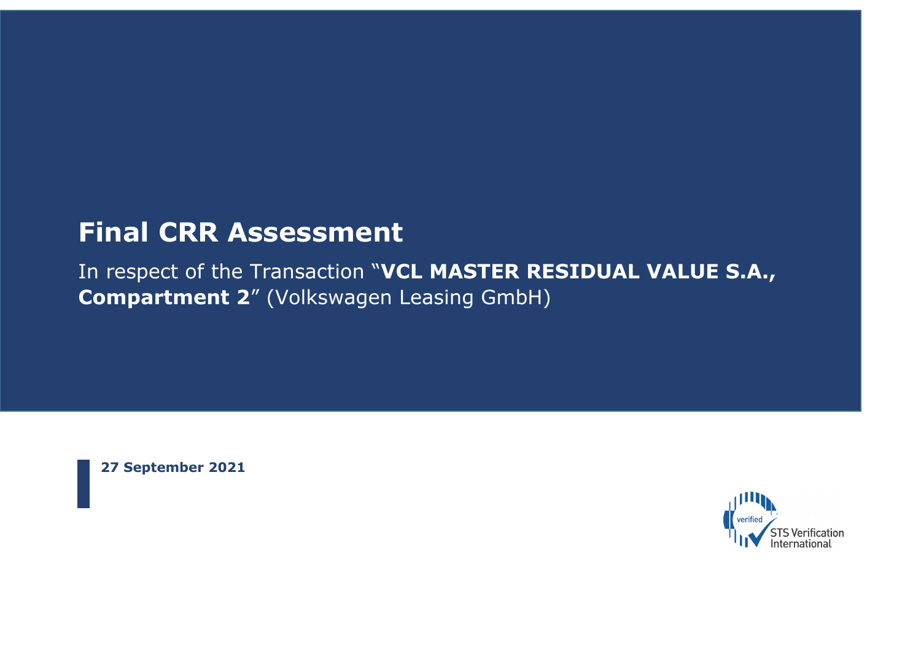# Final CRR Assessment

In respect of the Transaction "**VCL MASTER RESIDUAL VALUE S.A., Compartment 2**" (Volkswagen Leasing GmbH)

**27 September 2021**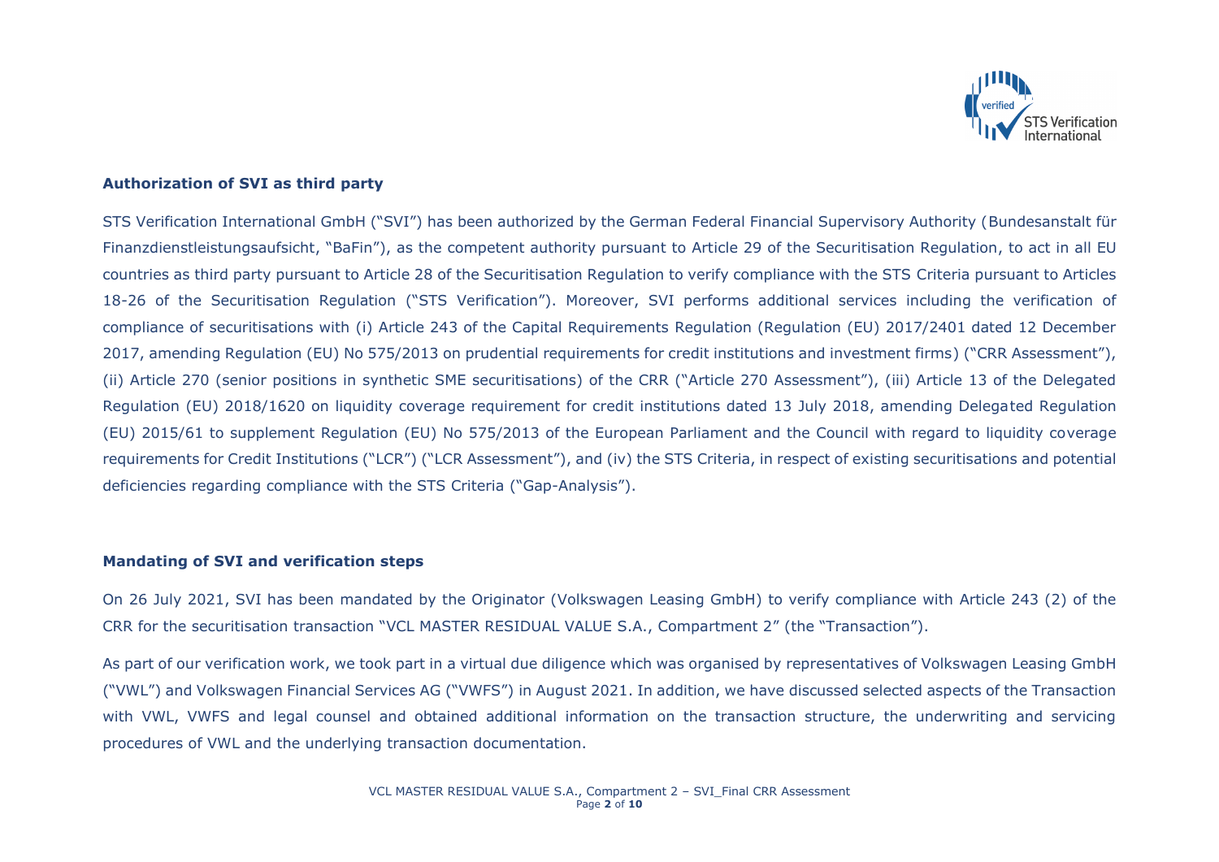**Authorization of SVI as third party**

STS Verification International GmbH ("SVI") has been authorized by the German Federal Financial Supervisory Authority (Bundesanstalt für Finanzdienstleistungsaufsicht, "BaFin"), as the competent authority pursuant to Article 29 of the Securitisation Regulation, to act in all EU countries as third party pursuant to Article 28 of the Securitisation Regulation to verify compliance with the STS Criteria pursuant to Articles 18-26 of the Securitisation Regulation ("STS Verification"). Moreover, SVI performs additional services including the verification of compliance of securitisations with (i) Article 243 of the Capital Requirements Regulation (Regulation (EU) 2017/2401 dated 12 December 2017, amending Regulation (EU) No 575/2013 on prudential requirements for credit institutions and investment firms) ("CRR Assessment"), (ii) Article 270 (senior positions in synthetic SME securitisations) of the CRR ("Article 270 Assessment"), (iii) Article 13 of the Delegated Regulation (EU) 2018/1620 on liquidity coverage requirement for credit institutions dated 13 July 2018, amending Delegated Regulation (EU) 2015/61 to supplement Regulation (EU) No 575/2013 of the European Parliament and the Council with regard to liquidity coverage requirements for Credit Institutions ("LCR") ("LCR Assessment"), and (iv) the STS Criteria, in respect of existing securitisations and potential deficiencies regarding compliance with the STS Criteria ("Gap-Analysis").

**Mandating of SVI and verification steps**

On 26 July 2021, SVI has been mandated by the Originator (Volkswagen Leasing GmbH) to verify compliance with Article 243 (2) of the CRR for the securitisation transaction "VCL MASTER RESIDUAL VALUE S.A., Compartment 2" (the "Transaction").

As part of our verification work, we took part in a virtual due diligence which was organised by representatives of Volkswagen Leasing GmbH ("VWL") and Volkswagen Financial Services AG ("VWFS") in August 2021. In addition, we have discussed selected aspects of the Transaction with VWL, VWFS and legal counsel and obtained additional information on the transaction structure, the underwriting and servicing procedures of VWL and the underlying transaction documentation.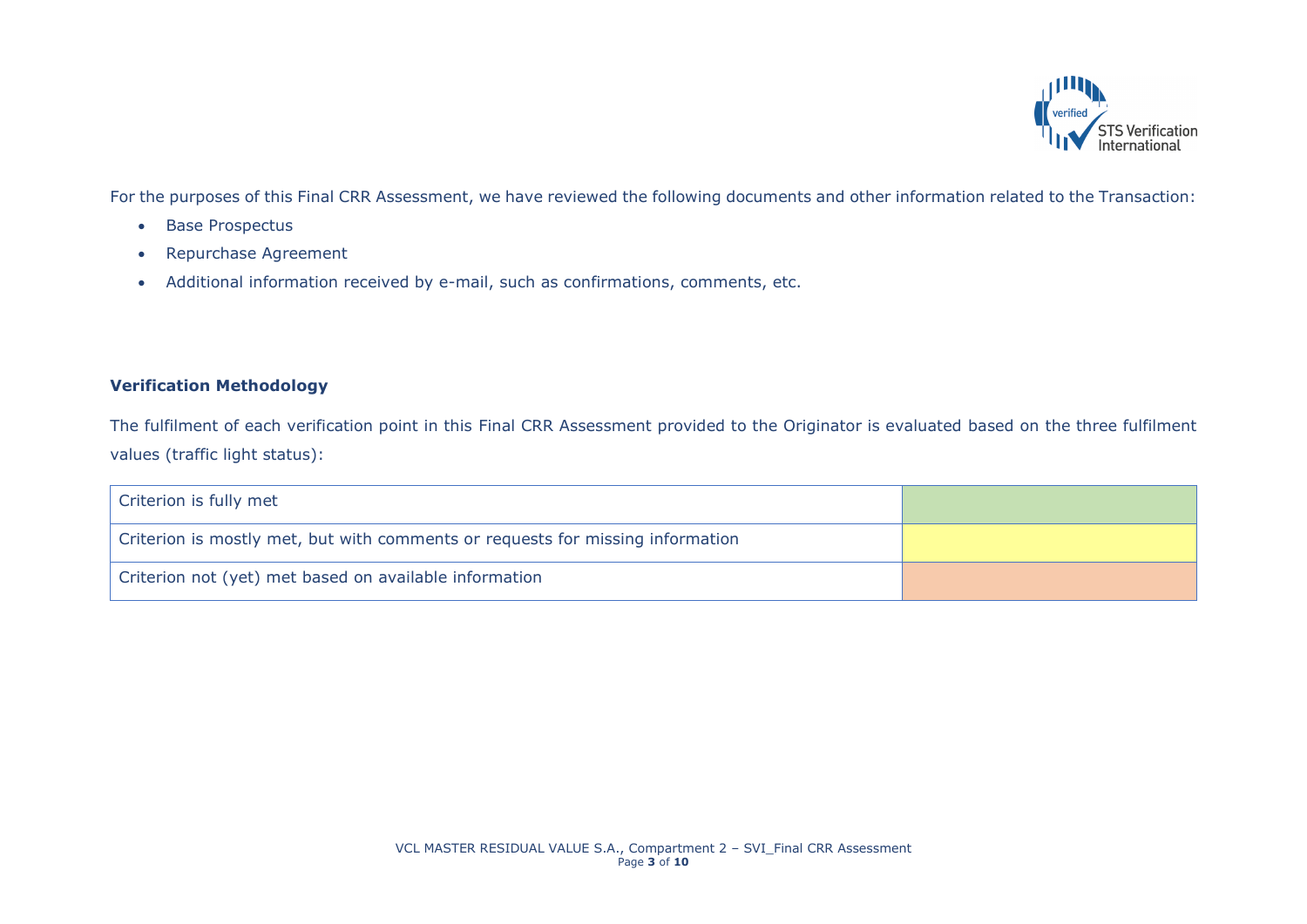For the purposes of this Final CRR Assessment, we have reviewed the following documents and other information related to the Transaction:

- Base Prospectus
- Repurchase Agreement
- Additional information received by e-mail, such as confirmations, comments, etc.

**Verification Methodology**

The fulfilment of each verification point in this Final CRR Assessment provided to the Originator is evaluated based on the three fulfilment values (traffic light status):

| | |
|---|---|
| Criterion is fully met | |
| Criterion is mostly met, but with comments or requests for missing information | |
| Criterion not (yet) met based on available information | |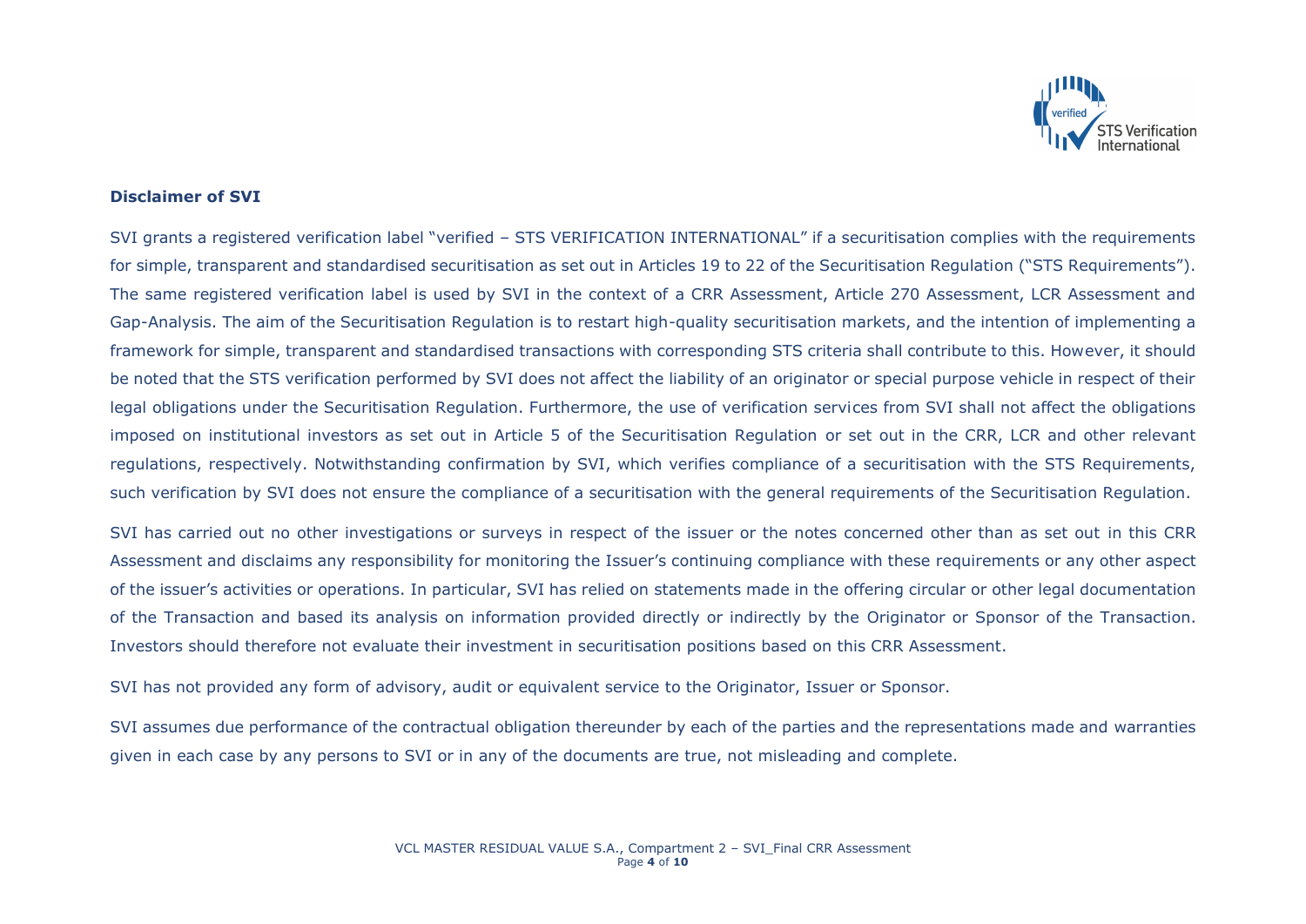**Disclaimer of SVI**

SVI grants a registered verification label "verified – STS VERIFICATION INTERNATIONAL" if a securitisation complies with the requirements for simple, transparent and standardised securitisation as set out in Articles 19 to 22 of the Securitisation Regulation ("STS Requirements"). The same registered verification label is used by SVI in the context of a CRR Assessment, Article 270 Assessment, LCR Assessment and Gap-Analysis. The aim of the Securitisation Regulation is to restart high-quality securitisation markets, and the intention of implementing a framework for simple, transparent and standardised transactions with corresponding STS criteria shall contribute to this. However, it should be noted that the STS verification performed by SVI does not affect the liability of an originator or special purpose vehicle in respect of their legal obligations under the Securitisation Regulation. Furthermore, the use of verification services from SVI shall not affect the obligations imposed on institutional investors as set out in Article 5 of the Securitisation Regulation or set out in the CRR, LCR and other relevant regulations, respectively. Notwithstanding confirmation by SVI, which verifies compliance of a securitisation with the STS Requirements, such verification by SVI does not ensure the compliance of a securitisation with the general requirements of the Securitisation Regulation.

SVI has carried out no other investigations or surveys in respect of the issuer or the notes concerned other than as set out in this CRR Assessment and disclaims any responsibility for monitoring the Issuer's continuing compliance with these requirements or any other aspect of the issuer's activities or operations. In particular, SVI has relied on statements made in the offering circular or other legal documentation of the Transaction and based its analysis on information provided directly or indirectly by the Originator or Sponsor of the Transaction. Investors should therefore not evaluate their investment in securitisation positions based on this CRR Assessment.

SVI has not provided any form of advisory, audit or equivalent service to the Originator, Issuer or Sponsor.

SVI assumes due performance of the contractual obligation thereunder by each of the parties and the representations made and warranties given in each case by any persons to SVI or in any of the documents are true, not misleading and complete.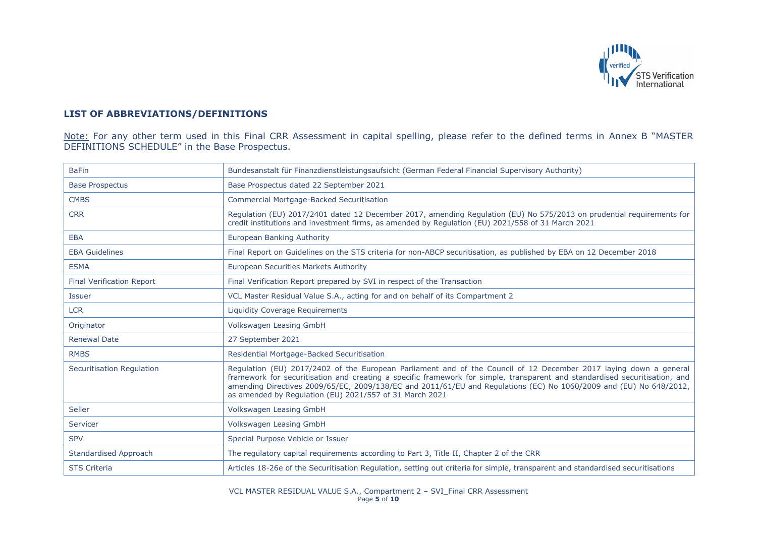## LIST OF ABBREVIATIONS/DEFINITIONS

Note: For any other term used in this Final CRR Assessment in capital spelling, please refer to the defined terms in Annex B "MASTER DEFINITIONS SCHEDULE" in the Base Prospectus.

| | |
|---|---|
| BaFin | Bundesanstalt für Finanzdienstleistungsaufsicht (German Federal Financial Supervisory Authority) |
| Base Prospectus | Base Prospectus dated 22 September 2021 |
| CMBS | Commercial Mortgage-Backed Securitisation |
| CRR | Regulation (EU) 2017/2401 dated 12 December 2017, amending Regulation (EU) No 575/2013 on prudential requirements for credit institutions and investment firms, as amended by Regulation (EU) 2021/558 of 31 March 2021 |
| EBA | European Banking Authority |
| EBA Guidelines | Final Report on Guidelines on the STS criteria for non-ABCP securitisation, as published by EBA on 12 December 2018 |
| ESMA | European Securities Markets Authority |
| Final Verification Report | Final Verification Report prepared by SVI in respect of the Transaction |
| Issuer | VCL Master Residual Value S.A., acting for and on behalf of its Compartment 2 |
| LCR | Liquidity Coverage Requirements |
| Originator | Volkswagen Leasing GmbH |
| Renewal Date | 27 September 2021 |
| RMBS | Residential Mortgage-Backed Securitisation |
| Securitisation Regulation | Regulation (EU) 2017/2402 of the European Parliament and of the Council of 12 December 2017 laying down a general framework for securitisation and creating a specific framework for simple, transparent and standardised securitisation, and amending Directives 2009/65/EC, 2009/138/EC and 2011/61/EU and Regulations (EC) No 1060/2009 and (EU) No 648/2012, as amended by Regulation (EU) 2021/557 of 31 March 2021 |
| Seller | Volkswagen Leasing GmbH |
| Servicer | Volkswagen Leasing GmbH |
| SPV | Special Purpose Vehicle or Issuer |
| Standardised Approach | The regulatory capital requirements according to Part 3, Title II, Chapter 2 of the CRR |
| STS Criteria | Articles 18-26e of the Securitisation Regulation, setting out criteria for simple, transparent and standardised securitisations |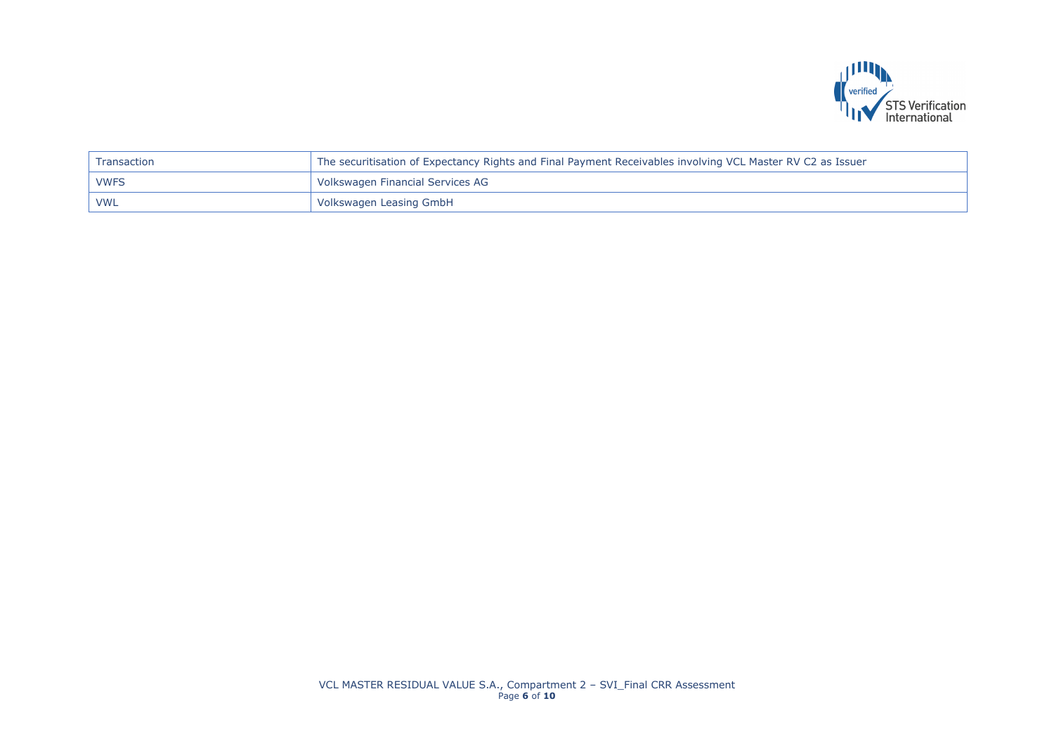| Transaction | The securitisation of Expectancy Rights and Final Payment Receivables involving VCL Master RV C2 as Issuer |
|---|---|
| VWFS | Volkswagen Financial Services AG |
| VWL | Volkswagen Leasing GmbH |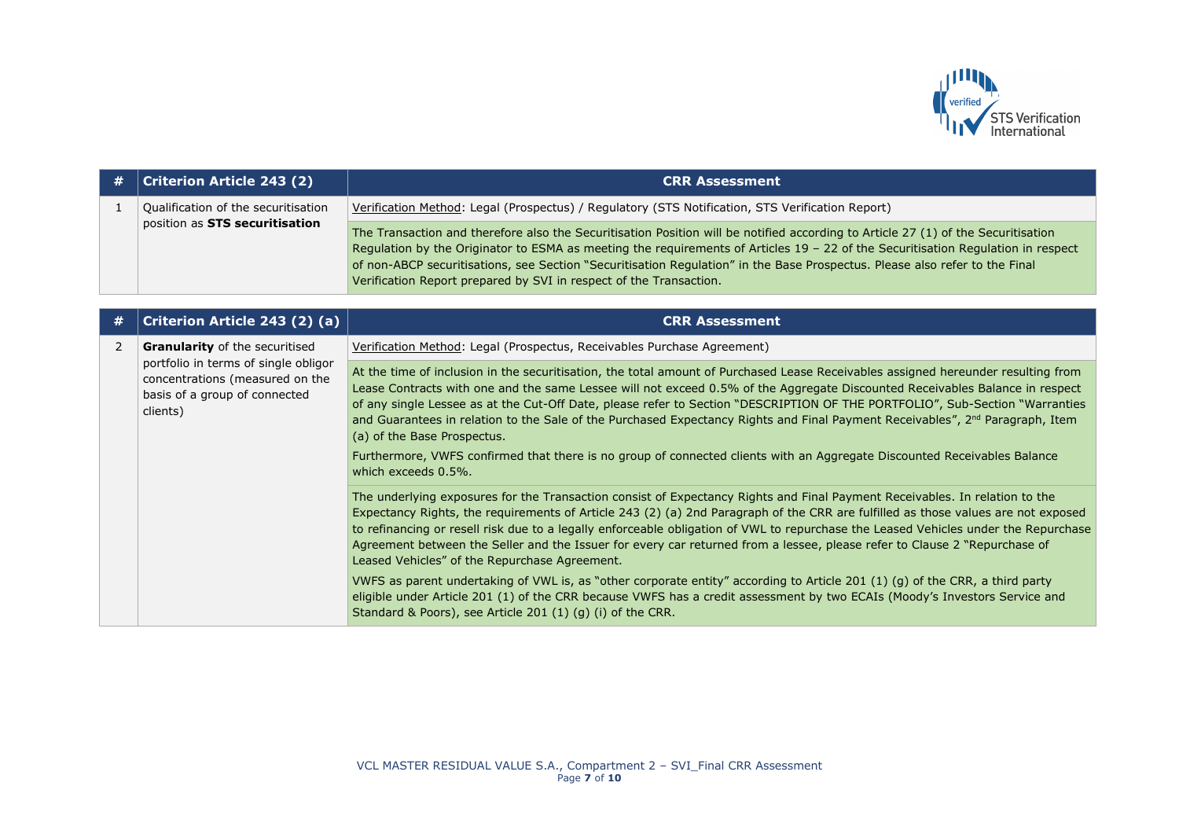| # | Criterion Article 243 (2) | CRR Assessment |
|---|---|---|
| 1 | Qualification of the securitisation position as **STS securitisation** | Verification Method: Legal (Prospectus) / Regulatory (STS Notification, STS Verification Report) |
| | | The Transaction and therefore also the Securitisation Position will be notified according to Article 27 (1) of the Securitisation Regulation by the Originator to ESMA as meeting the requirements of Articles 19 – 22 of the Securitisation Regulation in respect of non-ABCP securitisations, see Section "Securitisation Regulation" in the Base Prospectus. Please also refer to the Final Verification Report prepared by SVI in respect of the Transaction. |

| # | Criterion Article 243 (2) (a) | CRR Assessment |
|---|---|---|
| 2 | **Granularity** of the securitised portfolio in terms of single obligor concentrations (measured on the basis of a group of connected clients) | Verification Method: Legal (Prospectus, Receivables Purchase Agreement) |
| | | At the time of inclusion in the securitisation, the total amount of Purchased Lease Receivables assigned hereunder resulting from Lease Contracts with one and the same Lessee will not exceed 0.5% of the Aggregate Discounted Receivables Balance in respect of any single Lessee as at the Cut-Off Date, please refer to Section "DESCRIPTION OF THE PORTFOLIO", Sub-Section "Warranties and Guarantees in relation to the Sale of the Purchased Expectancy Rights and Final Payment Receivables", 2nd Paragraph, Item (a) of the Base Prospectus.<br><br>Furthermore, VWFS confirmed that there is no group of connected clients with an Aggregate Discounted Receivables Balance which exceeds 0.5%. |
| | | The underlying exposures for the Transaction consist of Expectancy Rights and Final Payment Receivables. In relation to the Expectancy Rights, the requirements of Article 243 (2) (a) 2nd Paragraph of the CRR are fulfilled as those values are not exposed to refinancing or resell risk due to a legally enforceable obligation of VWL to repurchase the Leased Vehicles under the Repurchase Agreement between the Seller and the Issuer for every car returned from a lessee, please refer to Clause 2 "Repurchase of Leased Vehicles" of the Repurchase Agreement.<br><br>VWFS as parent undertaking of VWL is, as "other corporate entity" according to Article 201 (1) (g) of the CRR, a third party eligible under Article 201 (1) of the CRR because VWFS has a credit assessment by two ECAIs (Moody's Investors Service and Standard & Poors), see Article 201 (1) (g) (i) of the CRR. |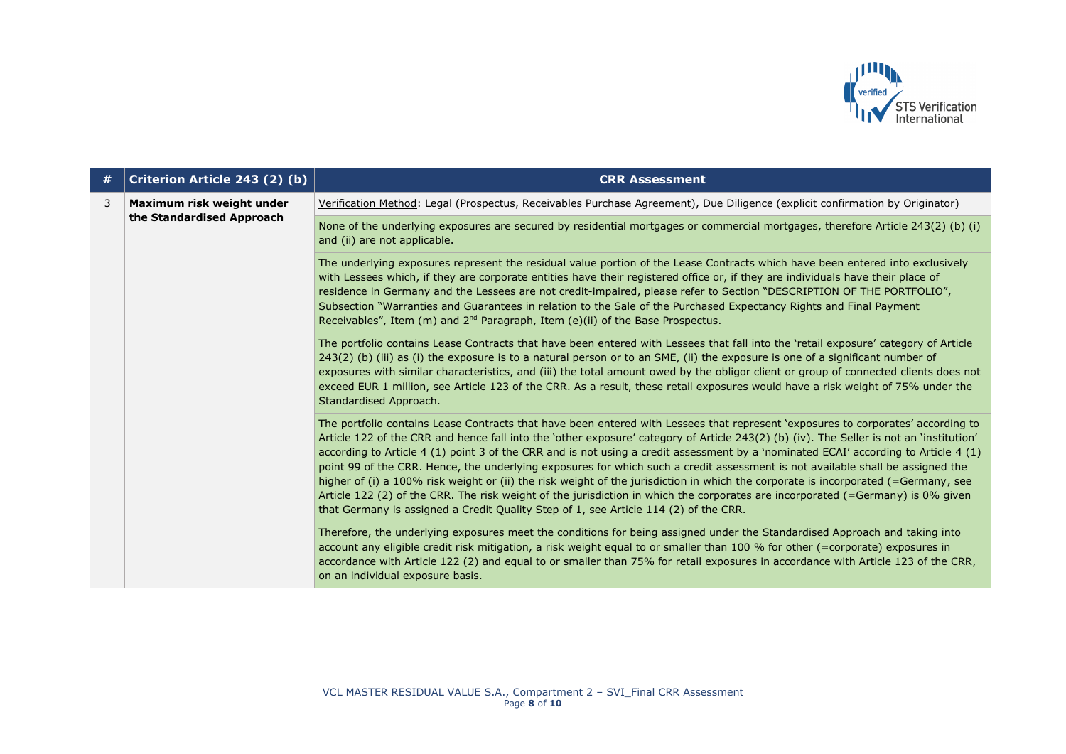| # | Criterion Article 243 (2) (b) | CRR Assessment |
|---|---|---|
| 3 | **Maximum risk weight under the Standardised Approach** | Verification Method: Legal (Prospectus, Receivables Purchase Agreement), Due Diligence (explicit confirmation by Originator) |
| | | None of the underlying exposures are secured by residential mortgages or commercial mortgages, therefore Article 243(2) (b) (i) and (ii) are not applicable. |
| | | The underlying exposures represent the residual value portion of the Lease Contracts which have been entered into exclusively with Lessees which, if they are corporate entities have their registered office or, if they are individuals have their place of residence in Germany and the Lessees are not credit-impaired, please refer to Section "DESCRIPTION OF THE PORTFOLIO", Subsection "Warranties and Guarantees in relation to the Sale of the Purchased Expectancy Rights and Final Payment Receivables", Item (m) and 2nd Paragraph, Item (e)(ii) of the Base Prospectus. |
| | | The portfolio contains Lease Contracts that have been entered with Lessees that fall into the 'retail exposure' category of Article 243(2) (b) (iii) as (i) the exposure is to a natural person or to an SME, (ii) the exposure is one of a significant number of exposures with similar characteristics, and (iii) the total amount owed by the obligor client or group of connected clients does not exceed EUR 1 million, see Article 123 of the CRR. As a result, these retail exposures would have a risk weight of 75% under the Standardised Approach. |
| | | The portfolio contains Lease Contracts that have been entered with Lessees that represent 'exposures to corporates' according to Article 122 of the CRR and hence fall into the 'other exposure' category of Article 243(2) (b) (iv). The Seller is not an 'institution' according to Article 4 (1) point 3 of the CRR and is not using a credit assessment by a 'nominated ECAI' according to Article 4 (1) point 99 of the CRR. Hence, the underlying exposures for which such a credit assessment is not available shall be assigned the higher of (i) a 100% risk weight or (ii) the risk weight of the jurisdiction in which the corporate is incorporated (=Germany, see Article 122 (2) of the CRR. The risk weight of the jurisdiction in which the corporates are incorporated (=Germany) is 0% given that Germany is assigned a Credit Quality Step of 1, see Article 114 (2) of the CRR. |
| | | Therefore, the underlying exposures meet the conditions for being assigned under the Standardised Approach and taking into account any eligible credit risk mitigation, a risk weight equal to or smaller than 100 % for other (=corporate) exposures in accordance with Article 122 (2) and equal to or smaller than 75% for retail exposures in accordance with Article 123 of the CRR, on an individual exposure basis. |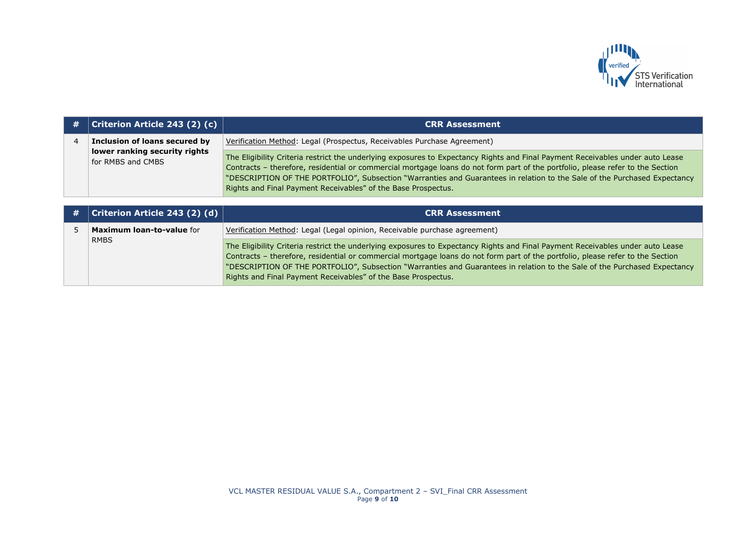| # | Criterion Article 243 (2) (c) | CRR Assessment |
|---|---|---|
| 4 | **Inclusion of loans secured by lower ranking security rights** for RMBS and CMBS | Verification Method: Legal (Prospectus, Receivables Purchase Agreement) |
| | | The Eligibility Criteria restrict the underlying exposures to Expectancy Rights and Final Payment Receivables under auto Lease Contracts – therefore, residential or commercial mortgage loans do not form part of the portfolio, please refer to the Section "DESCRIPTION OF THE PORTFOLIO", Subsection "Warranties and Guarantees in relation to the Sale of the Purchased Expectancy Rights and Final Payment Receivables" of the Base Prospectus. |

| # | Criterion Article 243 (2) (d) | CRR Assessment |
|---|---|---|
| 5 | **Maximum loan-to-value** for RMBS | Verification Method: Legal (Legal opinion, Receivable purchase agreement) |
| | | The Eligibility Criteria restrict the underlying exposures to Expectancy Rights and Final Payment Receivables under auto Lease Contracts – therefore, residential or commercial mortgage loans do not form part of the portfolio, please refer to the Section "DESCRIPTION OF THE PORTFOLIO", Subsection "Warranties and Guarantees in relation to the Sale of the Purchased Expectancy Rights and Final Payment Receivables" of the Base Prospectus. |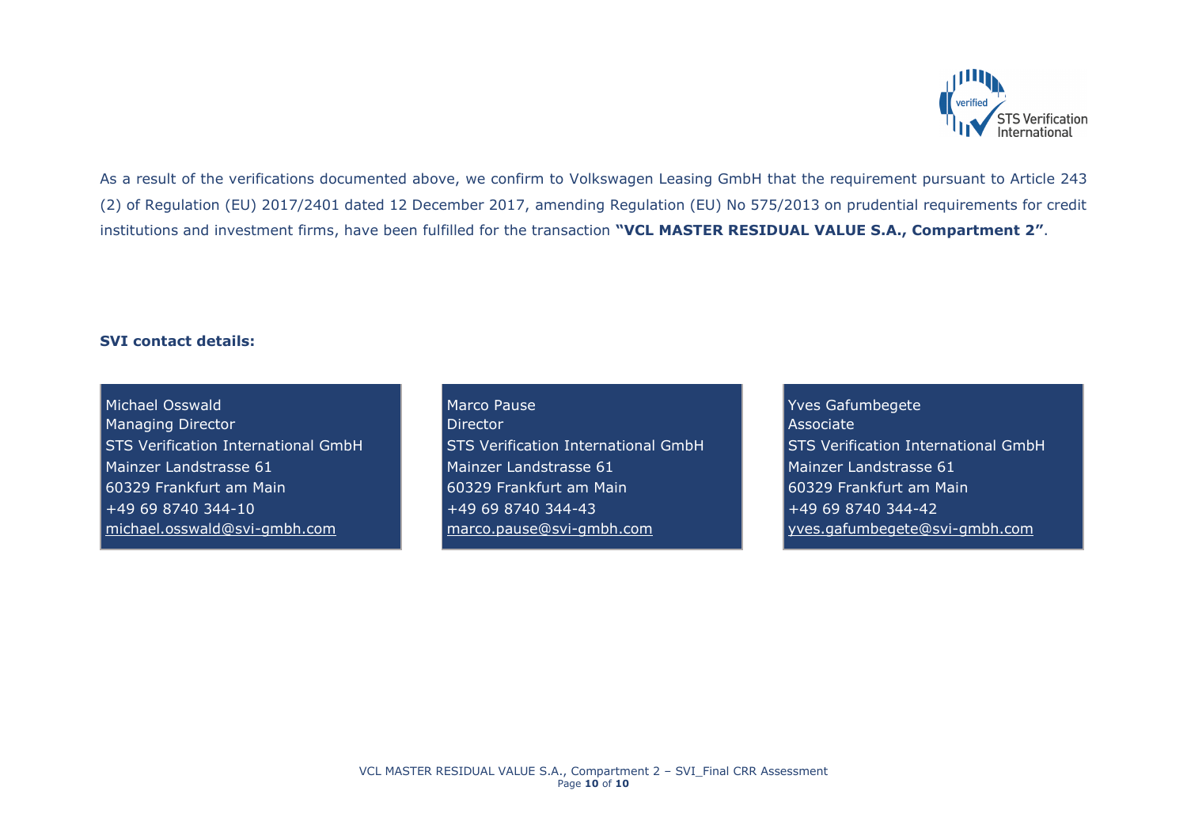As a result of the verifications documented above, we confirm to Volkswagen Leasing GmbH that the requirement pursuant to Article 243 (2) of Regulation (EU) 2017/2401 dated 12 December 2017, amending Regulation (EU) No 575/2013 on prudential requirements for credit institutions and investment firms, have been fulfilled for the transaction **"VCL MASTER RESIDUAL VALUE S.A., Compartment 2"**.

**SVI contact details:**

Michael Osswald
Managing Director
STS Verification International GmbH
Mainzer Landstrasse 61
60329 Frankfurt am Main
+49 69 8740 344-10
michael.osswald@svi-gmbh.com

Marco Pause
Director
STS Verification International GmbH
Mainzer Landstrasse 61
60329 Frankfurt am Main
+49 69 8740 344-43
marco.pause@svi-gmbh.com

Yves Gafumbegete
Associate
STS Verification International GmbH
Mainzer Landstrasse 61
60329 Frankfurt am Main
+49 69 8740 344-42
yves.gafumbegete@svi-gmbh.com